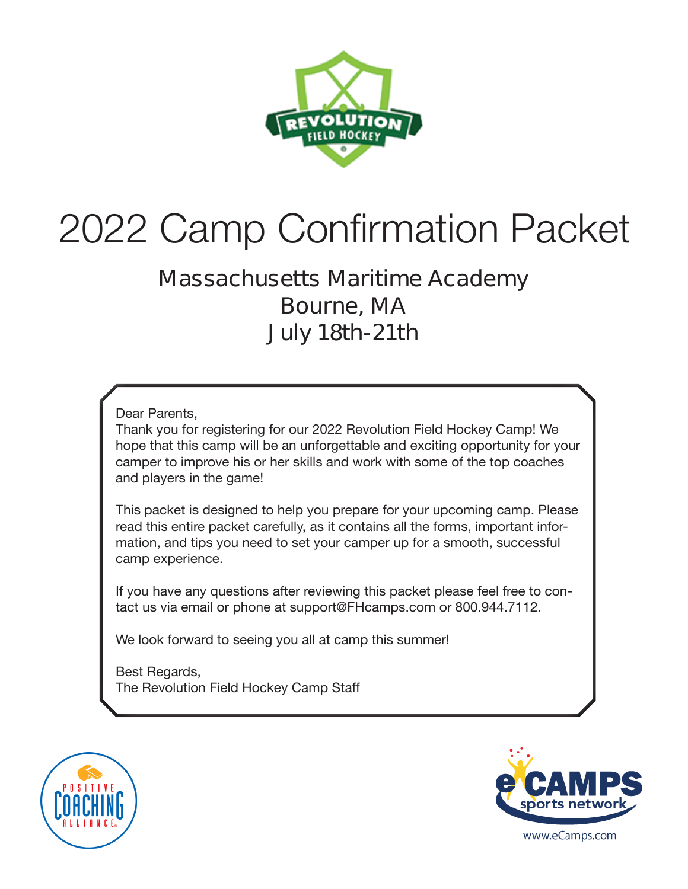# 2022 Camp Confirmation Packet

## Massachusetts Maritime Academy
## Bourne, MA
## July 18th-21th

Dear Parents,

Thank you for registering for our 2022 Revolution Field Hockey Camp! We hope that this camp will be an unforgettable and exciting opportunity for your camper to improve his or her skills and work with some of the top coaches and players in the game!

This packet is designed to help you prepare for your upcoming camp. Please read this entire packet carefully, as it contains all the forms, important information, and tips you need to set your camper up for a smooth, successful camp experience.

If you have any questions after reviewing this packet please feel free to contact us via email or phone at support@FHcamps.com or 800.944.7112.

We look forward to seeing you all at camp this summer!

Best Regards,
The Revolution Field Hockey Camp Staff

www.eCamps.com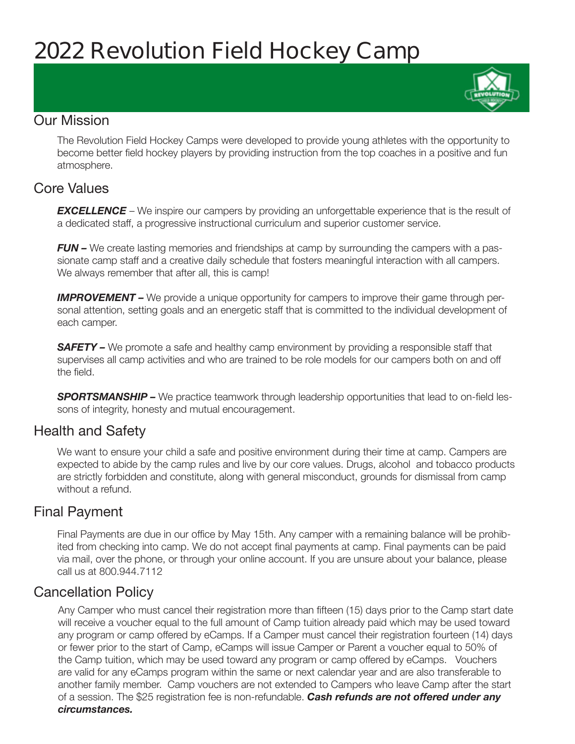# 2022 Revolution Field Hockey Camp

## Our Mission

The Revolution Field Hockey Camps were developed to provide young athletes with the opportunity to become better field hockey players by providing instruction from the top coaches in a positive and fun atmosphere.

## Core Values

***EXCELLENCE*** – We inspire our campers by providing an unforgettable experience that is the result of a dedicated staff, a progressive instructional curriculum and superior customer service.

***FUN –*** We create lasting memories and friendships at camp by surrounding the campers with a passionate camp staff and a creative daily schedule that fosters meaningful interaction with all campers. We always remember that after all, this is camp!

***IMPROVEMENT –*** We provide a unique opportunity for campers to improve their game through personal attention, setting goals and an energetic staff that is committed to the individual development of each camper.

***SAFETY –*** We promote a safe and healthy camp environment by providing a responsible staff that supervises all camp activities and who are trained to be role models for our campers both on and off the field.

***SPORTSMANSHIP –*** We practice teamwork through leadership opportunities that lead to on-field lessons of integrity, honesty and mutual encouragement.

## Health and Safety

We want to ensure your child a safe and positive environment during their time at camp. Campers are expected to abide by the camp rules and live by our core values. Drugs, alcohol and tobacco products are strictly forbidden and constitute, along with general misconduct, grounds for dismissal from camp without a refund.

## Final Payment

Final Payments are due in our office by May 15th. Any camper with a remaining balance will be prohibited from checking into camp. We do not accept final payments at camp. Final payments can be paid via mail, over the phone, or through your online account. If you are unsure about your balance, please call us at 800.944.7112

## Cancellation Policy

Any Camper who must cancel their registration more than fifteen (15) days prior to the Camp start date will receive a voucher equal to the full amount of Camp tuition already paid which may be used toward any program or camp offered by eCamps. If a Camper must cancel their registration fourteen (14) days or fewer prior to the start of Camp, eCamps will issue Camper or Parent a voucher equal to 50% of the Camp tuition, which may be used toward any program or camp offered by eCamps. Vouchers are valid for any eCamps program within the same or next calendar year and are also transferable to another family member. Camp vouchers are not extended to Campers who leave Camp after the start of a session. The $25 registration fee is non-refundable. ***Cash refunds are not offered under any circumstances.***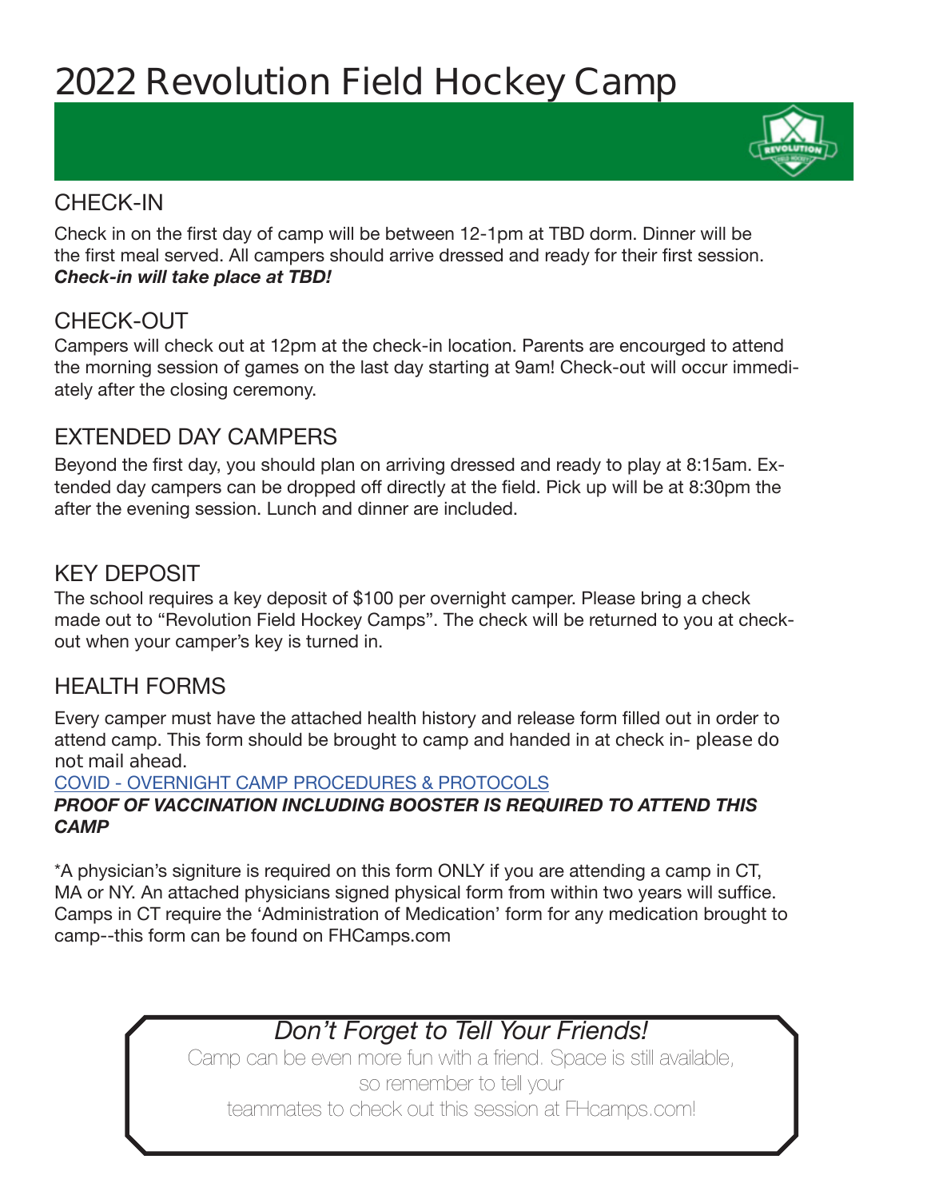# 2022 Revolution Field Hockey Camp

## CHECK-IN

Check in on the first day of camp will be between 12-1pm at TBD dorm. Dinner will be the first meal served. All campers should arrive dressed and ready for their first session. ***Check-in will take place at TBD!***

## CHECK-OUT

Campers will check out at 12pm at the check-in location. Parents are encourged to attend the morning session of games on the last day starting at 9am! Check-out will occur immediately after the closing ceremony.

## EXTENDED DAY CAMPERS

Beyond the first day, you should plan on arriving dressed and ready to play at 8:15am. Extended day campers can be dropped off directly at the field. Pick up will be at 8:30pm the after the evening session. Lunch and dinner are included.

## KEY DEPOSIT

The school requires a key deposit of $100 per overnight camper. Please bring a check made out to "Revolution Field Hockey Camps". The check will be returned to you at check-out when your camper's key is turned in.

## HEALTH FORMS

Every camper must have the attached health history and release form filled out in order to attend camp. This form should be brought to camp and handed in at check in- please do not mail ahead.

COVID - OVERNIGHT CAMP PROCEDURES & PROTOCOLS

***PROOF OF VACCINATION INCLUDING BOOSTER IS REQUIRED TO ATTEND THIS CAMP***

*A physician's signiture is required on this form ONLY if you are attending a camp in CT, MA or NY. An attached physicians signed physical form from within two years will suffice. Camps in CT require the 'Administration of Medication' form for any medication brought to camp--this form can be found on FHCamps.com

*Don't Forget to Tell Your Friends!*

Camp can be even more fun with a friend. Space is still available, so remember to tell your teammates to check out this session at FHcamps.com!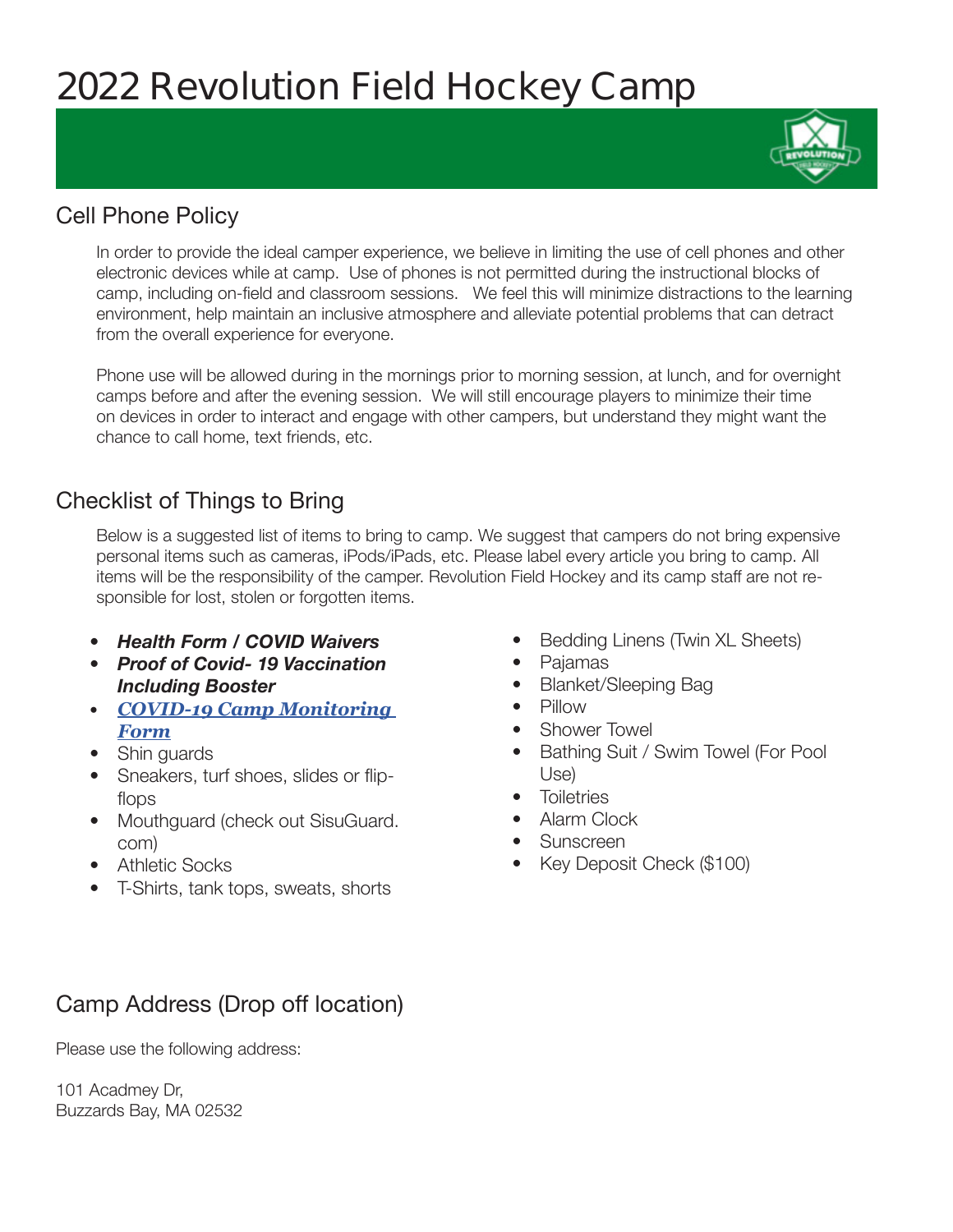# 2022 Revolution Field Hockey Camp

## Cell Phone Policy

In order to provide the ideal camper experience, we believe in limiting the use of cell phones and other electronic devices while at camp. Use of phones is not permitted during the instructional blocks of camp, including on-field and classroom sessions. We feel this will minimize distractions to the learning environment, help maintain an inclusive atmosphere and alleviate potential problems that can detract from the overall experience for everyone.

Phone use will be allowed during in the mornings prior to morning session, at lunch, and for overnight camps before and after the evening session. We will still encourage players to minimize their time on devices in order to interact and engage with other campers, but understand they might want the chance to call home, text friends, etc.

## Checklist of Things to Bring

Below is a suggested list of items to bring to camp. We suggest that campers do not bring expensive personal items such as cameras, iPods/iPads, etc. Please label every article you bring to camp. All items will be the responsibility of the camper. Revolution Field Hockey and its camp staff are not responsible for lost, stolen or forgotten items.

- ***Health Form / COVID Waivers***
- ***Proof of Covid- 19 Vaccination Including Booster***
- ***COVID-19 Camp Monitoring Form***
- Shin guards
- Sneakers, turf shoes, slides or flip-flops
- Mouthguard (check out SisuGuard.com)
- Athletic Socks
- T-Shirts, tank tops, sweats, shorts
- Bedding Linens (Twin XL Sheets)
- Pajamas
- Blanket/Sleeping Bag
- Pillow
- Shower Towel
- Bathing Suit / Swim Towel (For Pool Use)
- Toiletries
- Alarm Clock
- Sunscreen
- Key Deposit Check ($100)

## Camp Address (Drop off location)

Please use the following address:

101 Acadmey Dr,
Buzzards Bay, MA 02532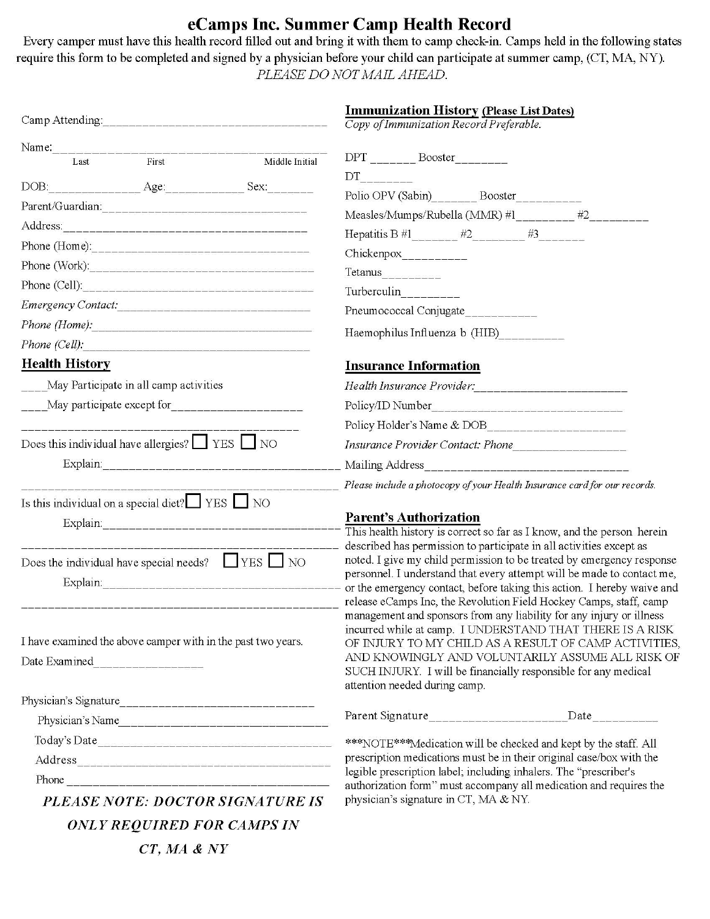# eCamps Inc. Summer Camp Health Record

Every camper must have this health record filled out and bring it with them to camp check-in. Camps held in the following states require this form to be completed and signed by a physician before your child can participate at summer camp, (CT, MA, NY).

*PLEASE DO NOT MAIL AHEAD.*

Camp Attending:___________________________________

Name:___________________________________________
Last First Middle Initial

DOB:______________ Age:____________ Sex:_______

Parent/Guardian:_________________________________

Address:_________________________________________

Phone (Home):____________________________________

Phone (Work):____________________________________

Phone (Cell):_____________________________________

*Emergency Contact:*_______________________________

*Phone (Home):*___________________________________

*Phone (Cell):*____________________________________

## Health History

____May Participate in all camp activities

____May participate except for____________________

_________________________________________________

Does this individual have allergies? ☐ YES ☐ NO

Explain:_________________________________________

_________________________________________________

Is this individual on a special diet? ☐ YES ☐ NO

Explain:_________________________________________

_________________________________________________

Does the individual have special needs? ☐ YES ☐ NO

Explain:_________________________________________

_________________________________________________

I have examined the above camper with in the past two years.

Date Examined_________________

Physician's Signature_______________________________

Physician's Name__________________________________

Today's Date______________________________________

Address__________________________________________

Phone____________________________________________

***PLEASE NOTE: DOCTOR SIGNATURE IS ONLY REQUIRED FOR CAMPS IN CT, MA & NY***

## Immunization History (Please List Dates)

*Copy of Immunization Record Preferable.*

DPT _______ Booster________

DT________

Polio OPV (Sabin)_______ Booster__________

Measles/Mumps/Rubella (MMR) #1_________ #2_________

Hepatitis B #1_______ #2________ #3_______

Chickenpox__________

Tetanus_________

Turberculin_________

Pneumococcal Conjugate___________

Haemophilus Influenza b (HIB)__________

## Insurance Information

*Health Insurance Provider:*_________________________

Policy/ID Number_________________________________

Policy Holder's Name & DOB_______________________

*Insurance Provider Contact: Phone*___________________

Mailing Address___________________________________

*Please include a photocopy of your Health Insurance card for our records.*

## Parent's Authorization

This health history is correct so far as I know, and the person herein described has permission to participate in all activities except as noted. I give my child permission to be treated by emergency response personnel. I understand that every attempt will be made to contact me, or the emergency contact, before taking this action. I hereby waive and release eCamps Inc, the Revolution Field Hockey Camps, staff, camp management and sponsors from any liability for any injury or illness incurred while at camp. I UNDERSTAND THAT THERE IS A RISK OF INJURY TO MY CHILD AS A RESULT OF CAMP ACTIVITIES, AND KNOWINGLY AND VOLUNTARILY ASSUME ALL RISK OF SUCH INJURY. I will be financially responsible for any medical attention needed during camp.

Parent Signature______________________Date__________

***NOTE***Medication will be checked and kept by the staff. All prescription medications must be in their original case/box with the legible prescription label; including inhalers. The "prescriber's authorization form" must accompany all medication and requires the physician's signature in CT, MA & NY.